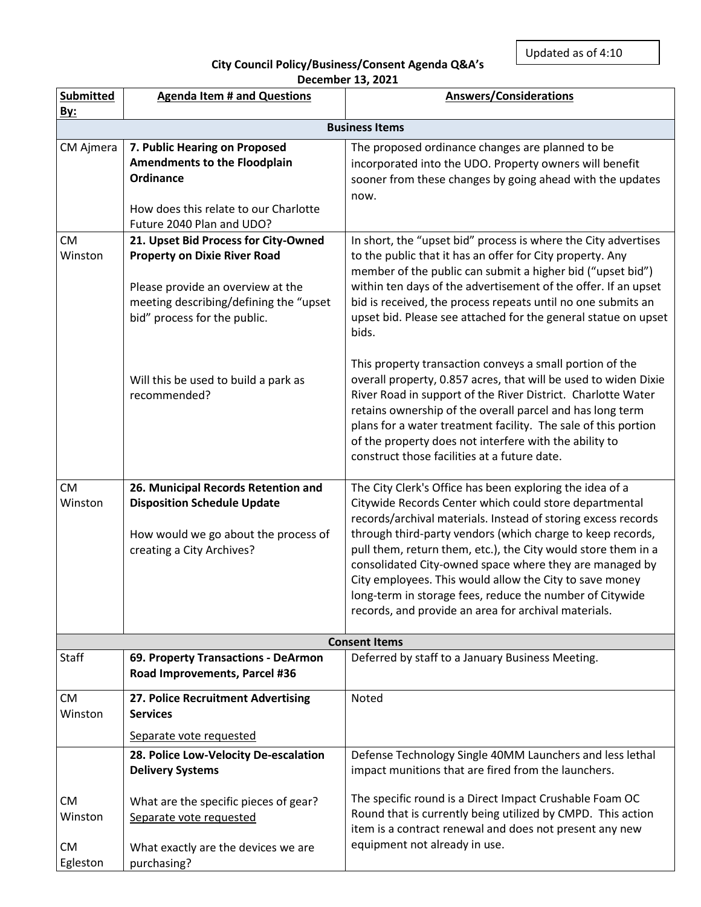Updated as of 4:10

**City Council Policy/Business/Consent Agenda Q&A's**
**December 13, 2021**

| Submitted By: | Agenda Item # and Questions | Answers/Considerations |
|---|---|---|
| **Business Items** | | |
| CM Ajmera | **7. Public Hearing on Proposed Amendments to the Floodplain Ordinance**<br><br>How does this relate to our Charlotte Future 2040 Plan and UDO? | The proposed ordinance changes are planned to be incorporated into the UDO. Property owners will benefit sooner from these changes by going ahead with the updates now. |
| CM Winston | **21. Upset Bid Process for City-Owned Property on Dixie River Road**<br><br>Please provide an overview at the meeting describing/defining the "upset bid" process for the public.<br><br>Will this be used to build a park as recommended? | In short, the "upset bid" process is where the City advertises to the public that it has an offer for City property. Any member of the public can submit a higher bid ("upset bid") within ten days of the advertisement of the offer. If an upset bid is received, the process repeats until no one submits an upset bid. Please see attached for the general statue on upset bids.<br><br>This property transaction conveys a small portion of the overall property, 0.857 acres, that will be used to widen Dixie River Road in support of the River District. Charlotte Water retains ownership of the overall parcel and has long term plans for a water treatment facility. The sale of this portion of the property does not interfere with the ability to construct those facilities at a future date. |
| CM Winston | **26. Municipal Records Retention and Disposition Schedule Update**<br><br>How would we go about the process of creating a City Archives? | The City Clerk's Office has been exploring the idea of a Citywide Records Center which could store departmental records/archival materials. Instead of storing excess records through third-party vendors (which charge to keep records, pull them, return them, etc.), the City would store them in a consolidated City-owned space where they are managed by City employees. This would allow the City to save money long-term in storage fees, reduce the number of Citywide records, and provide an area for archival materials. |
| **Consent Items** | | |
| Staff | **69. Property Transactions - DeArmon Road Improvements, Parcel #36** | Deferred by staff to a January Business Meeting. |
| CM Winston | **27. Police Recruitment Advertising Services**<br><br><u>Separate vote requested</u> | Noted |
| CM Winston<br><br>CM Egleston | **28. Police Low-Velocity De-escalation Delivery Systems**<br><br>What are the specific pieces of gear?<br><u>Separate vote requested</u><br><br>What exactly are the devices we are purchasing? | Defense Technology Single 40MM Launchers and less lethal impact munitions that are fired from the launchers.<br><br>The specific round is a Direct Impact Crushable Foam OC Round that is currently being utilized by CMPD. This action item is a contract renewal and does not present any new equipment not already in use. |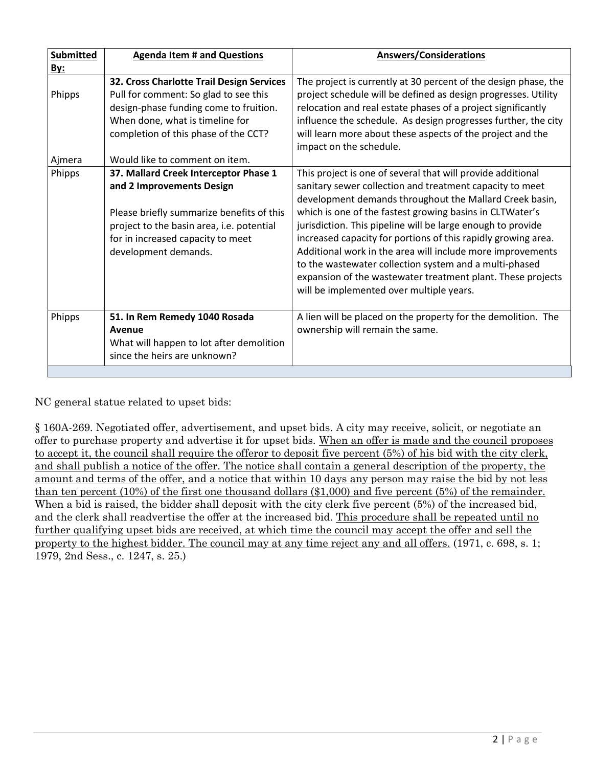| **Submitted By:** | **Agenda Item # and Questions** | **Answers/Considerations** |
|---|---|---|
| Phipps<br><br>Ajmera | **32. Cross Charlotte Trail Design Services**<br>Pull for comment: So glad to see this design-phase funding come to fruition. When done, what is timeline for completion of this phase of the CCT?<br><br>Would like to comment on item. | The project is currently at 30 percent of the design phase, the project schedule will be defined as design progresses. Utility relocation and real estate phases of a project significantly influence the schedule. As design progresses further, the city will learn more about these aspects of the project and the impact on the schedule. |
| Phipps | **37. Mallard Creek Interceptor Phase 1 and 2 Improvements Design**<br><br>Please briefly summarize benefits of this project to the basin area, i.e. potential for in increased capacity to meet development demands. | This project is one of several that will provide additional sanitary sewer collection and treatment capacity to meet development demands throughout the Mallard Creek basin, which is one of the fastest growing basins in CLTWater's jurisdiction. This pipeline will be large enough to provide increased capacity for portions of this rapidly growing area. Additional work in the area will include more improvements to the wastewater collection system and a multi-phased expansion of the wastewater treatment plant. These projects will be implemented over multiple years. |
| Phipps | **51. In Rem Remedy 1040 Rosada Avenue**<br>What will happen to lot after demolition since the heirs are unknown? | A lien will be placed on the property for the demolition. The ownership will remain the same. |
| | | |

NC general statue related to upset bids:

§ 160A-269. Negotiated offer, advertisement, and upset bids. A city may receive, solicit, or negotiate an offer to purchase property and advertise it for upset bids. <u>When an offer is made and the council proposes to accept it, the council shall require the offeror to deposit five percent (5%) of his bid with the city clerk, and shall publish a notice of the offer. The notice shall contain a general description of the property, the amount and terms of the offer, and a notice that within 10 days any person may raise the bid by not less than ten percent (10%) of the first one thousand dollars ($1,000) and five percent (5%) of the remainder.</u> When a bid is raised, the bidder shall deposit with the city clerk five percent (5%) of the increased bid, and the clerk shall readvertise the offer at the increased bid. <u>This procedure shall be repeated until no further qualifying upset bids are received, at which time the council may accept the offer and sell the property to the highest bidder. The council may at any time reject any and all offers.</u> (1971, c. 698, s. 1; 1979, 2nd Sess., c. 1247, s. 25.)